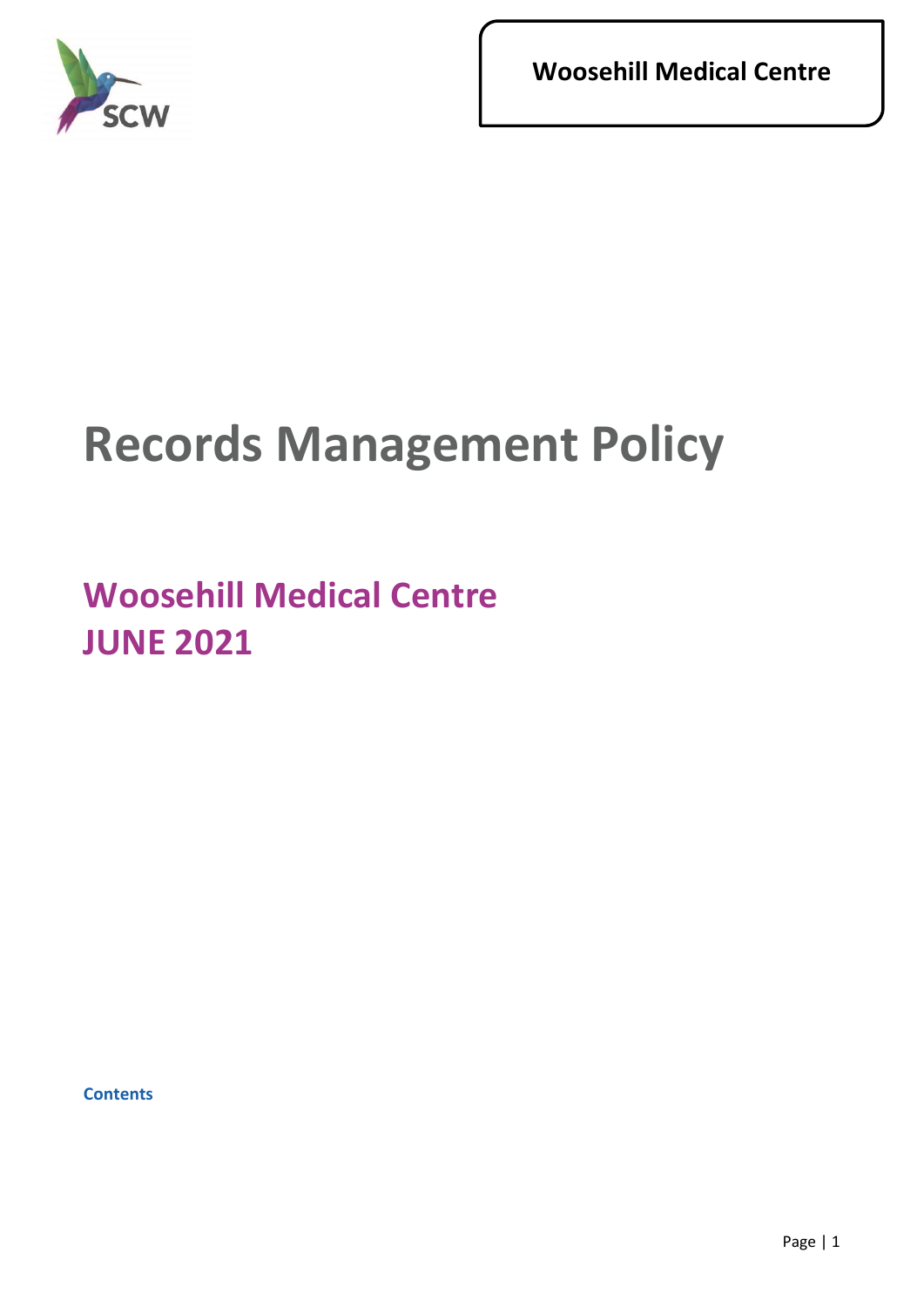Woosehill Medical Centre

# Records Management Policy

## Woosehill Medical Centre
## JUNE 2021

**Contents**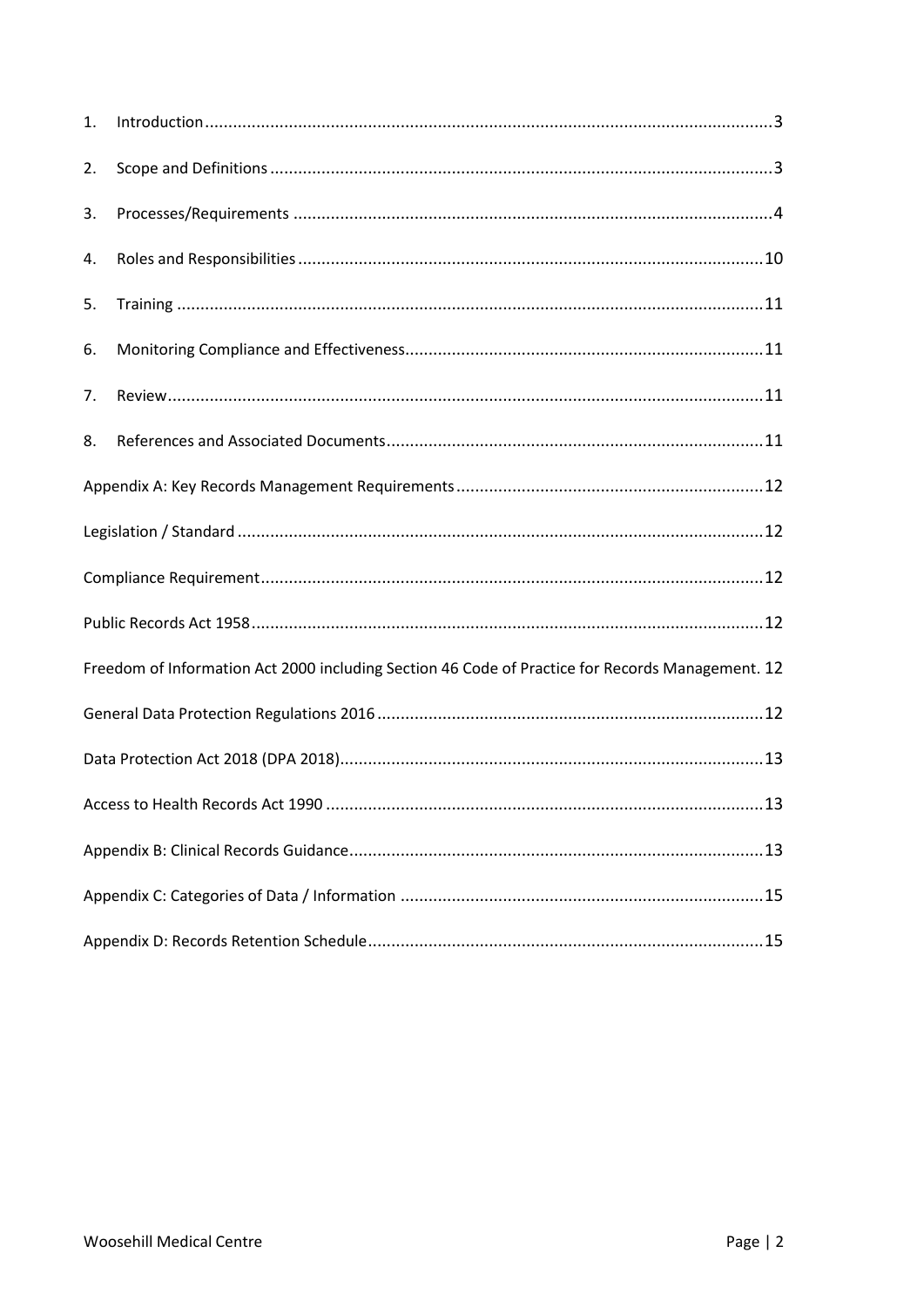1. Introduction ........................................................................................................................ 3
2. Scope and Definitions .......................................................................................................... 3
3. Processes/Requirements ..................................................................................................... 4
4. Roles and Responsibilities .................................................................................................. 10
5. Training ............................................................................................................................. 11
6. Monitoring Compliance and Effectiveness ........................................................................... 11
7. Review ............................................................................................................................... 11
8. References and Associated Documents ............................................................................... 11

Appendix A: Key Records Management Requirements ................................................................ 12

Legislation / Standard ............................................................................................................... 12

Compliance Requirement .......................................................................................................... 12

Public Records Act 1958 ............................................................................................................ 12

Freedom of Information Act 2000 including Section 46 Code of Practice for Records Management. 12

General Data Protection Regulations 2016 .................................................................................. 12

Data Protection Act 2018 (DPA 2018) .......................................................................................... 13

Access to Health Records Act 1990 ............................................................................................. 13

Appendix B: Clinical Records Guidance ........................................................................................ 13

Appendix C: Categories of Data / Information ............................................................................. 15

Appendix D: Records Retention Schedule .................................................................................... 15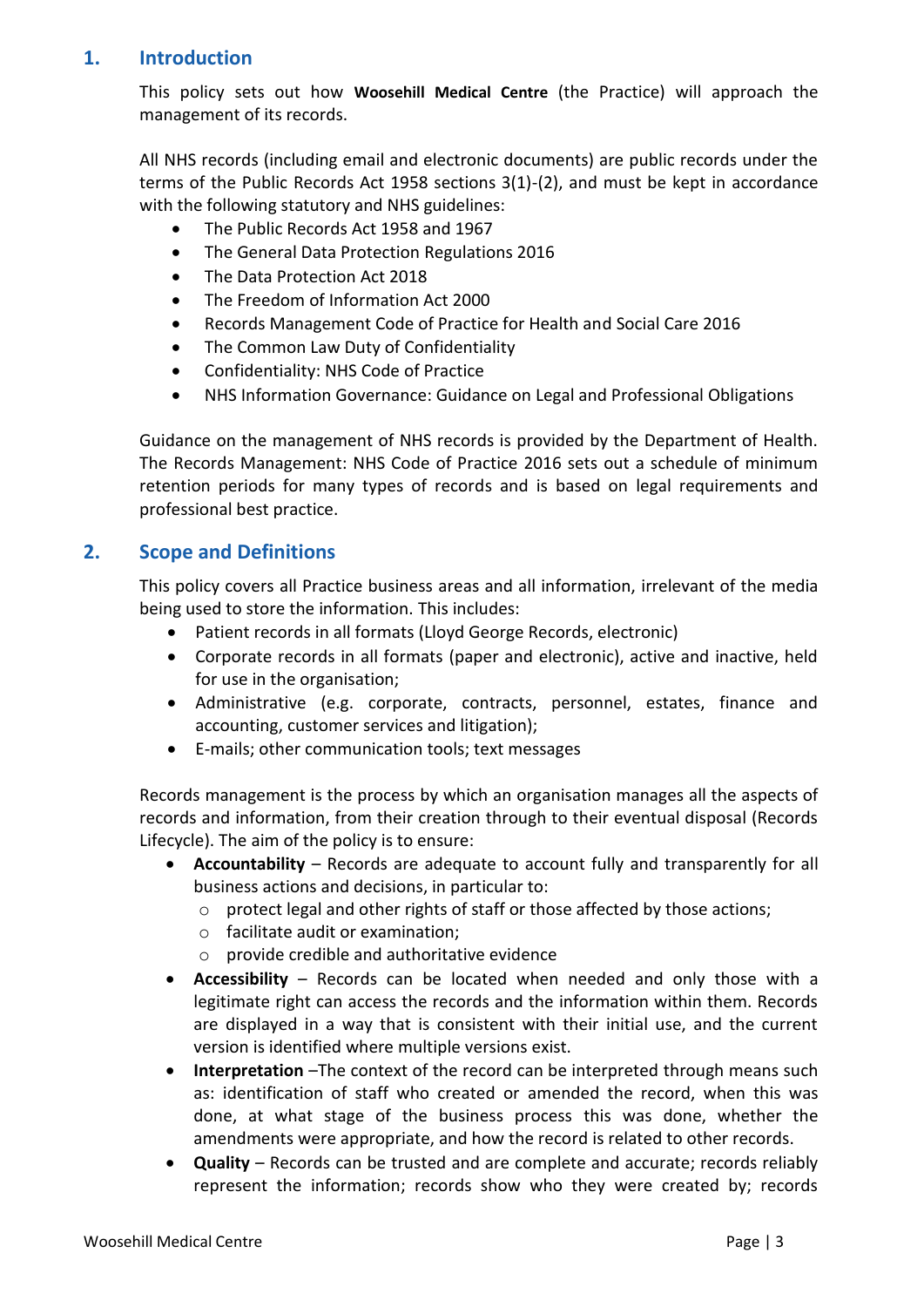## 1. Introduction

This policy sets out how **Woosehill Medical Centre** (the Practice) will approach the management of its records.

All NHS records (including email and electronic documents) are public records under the terms of the Public Records Act 1958 sections 3(1)-(2), and must be kept in accordance with the following statutory and NHS guidelines:

- The Public Records Act 1958 and 1967
- The General Data Protection Regulations 2016
- The Data Protection Act 2018
- The Freedom of Information Act 2000
- Records Management Code of Practice for Health and Social Care 2016
- The Common Law Duty of Confidentiality
- Confidentiality: NHS Code of Practice
- NHS Information Governance: Guidance on Legal and Professional Obligations

Guidance on the management of NHS records is provided by the Department of Health. The Records Management: NHS Code of Practice 2016 sets out a schedule of minimum retention periods for many types of records and is based on legal requirements and professional best practice.

## 2. Scope and Definitions

This policy covers all Practice business areas and all information, irrelevant of the media being used to store the information. This includes:

- Patient records in all formats (Lloyd George Records, electronic)
- Corporate records in all formats (paper and electronic), active and inactive, held for use in the organisation;
- Administrative (e.g. corporate, contracts, personnel, estates, finance and accounting, customer services and litigation);
- E-mails; other communication tools; text messages

Records management is the process by which an organisation manages all the aspects of records and information, from their creation through to their eventual disposal (Records Lifecycle). The aim of the policy is to ensure:

- **Accountability** – Records are adequate to account fully and transparently for all business actions and decisions, in particular to:
  - protect legal and other rights of staff or those affected by those actions;
  - facilitate audit or examination;
  - provide credible and authoritative evidence
- **Accessibility** – Records can be located when needed and only those with a legitimate right can access the records and the information within them. Records are displayed in a way that is consistent with their initial use, and the current version is identified where multiple versions exist.
- **Interpretation** –The context of the record can be interpreted through means such as: identification of staff who created or amended the record, when this was done, at what stage of the business process this was done, whether the amendments were appropriate, and how the record is related to other records.
- **Quality** – Records can be trusted and are complete and accurate; records reliably represent the information; records show who they were created by; records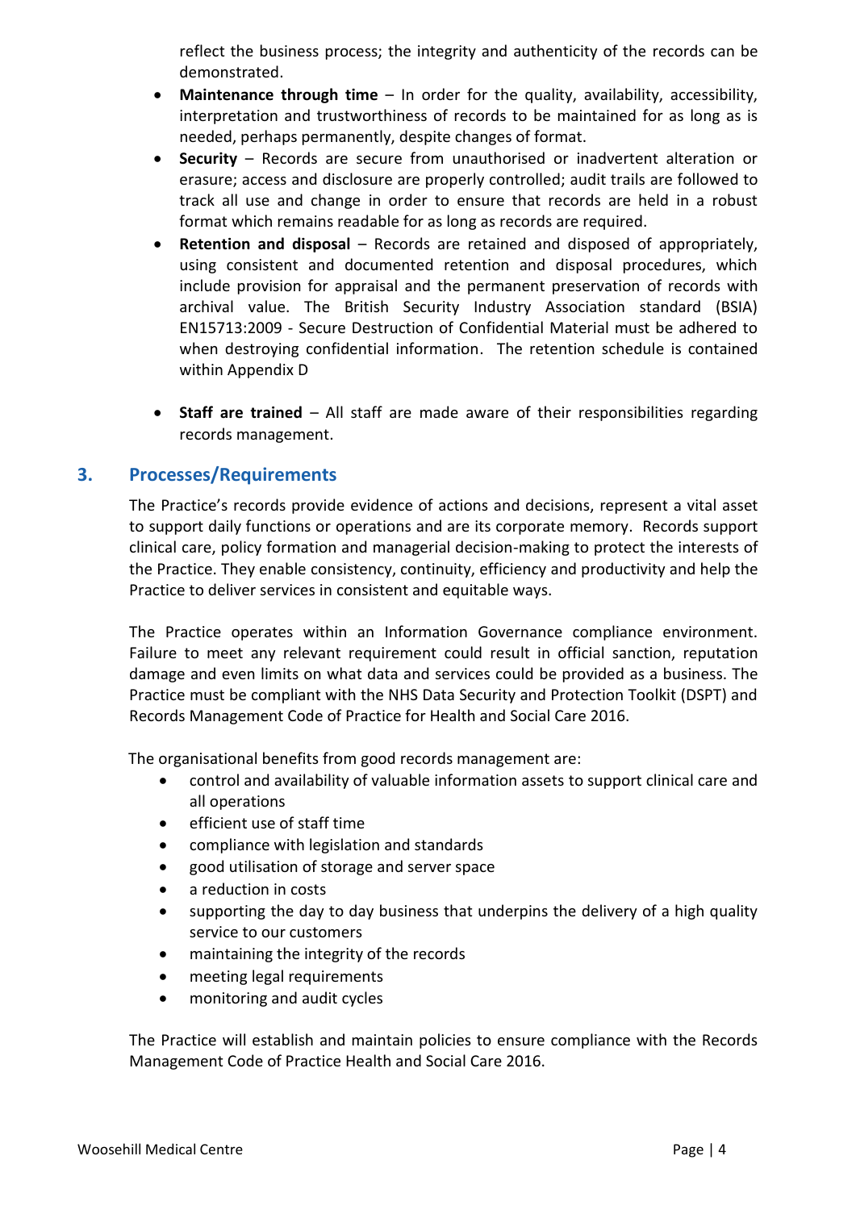reflect the business process; the integrity and authenticity of the records can be demonstrated.

- **Maintenance through time** – In order for the quality, availability, accessibility, interpretation and trustworthiness of records to be maintained for as long as is needed, perhaps permanently, despite changes of format.
- **Security** – Records are secure from unauthorised or inadvertent alteration or erasure; access and disclosure are properly controlled; audit trails are followed to track all use and change in order to ensure that records are held in a robust format which remains readable for as long as records are required.
- **Retention and disposal** – Records are retained and disposed of appropriately, using consistent and documented retention and disposal procedures, which include provision for appraisal and the permanent preservation of records with archival value. The British Security Industry Association standard (BSIA) EN15713:2009 - Secure Destruction of Confidential Material must be adhered to when destroying confidential information. The retention schedule is contained within Appendix D
- **Staff are trained** – All staff are made aware of their responsibilities regarding records management.

## 3. Processes/Requirements

The Practice's records provide evidence of actions and decisions, represent a vital asset to support daily functions or operations and are its corporate memory. Records support clinical care, policy formation and managerial decision-making to protect the interests of the Practice. They enable consistency, continuity, efficiency and productivity and help the Practice to deliver services in consistent and equitable ways.

The Practice operates within an Information Governance compliance environment. Failure to meet any relevant requirement could result in official sanction, reputation damage and even limits on what data and services could be provided as a business. The Practice must be compliant with the NHS Data Security and Protection Toolkit (DSPT) and Records Management Code of Practice for Health and Social Care 2016.

The organisational benefits from good records management are:

- control and availability of valuable information assets to support clinical care and all operations
- efficient use of staff time
- compliance with legislation and standards
- good utilisation of storage and server space
- a reduction in costs
- supporting the day to day business that underpins the delivery of a high quality service to our customers
- maintaining the integrity of the records
- meeting legal requirements
- monitoring and audit cycles

The Practice will establish and maintain policies to ensure compliance with the Records Management Code of Practice Health and Social Care 2016.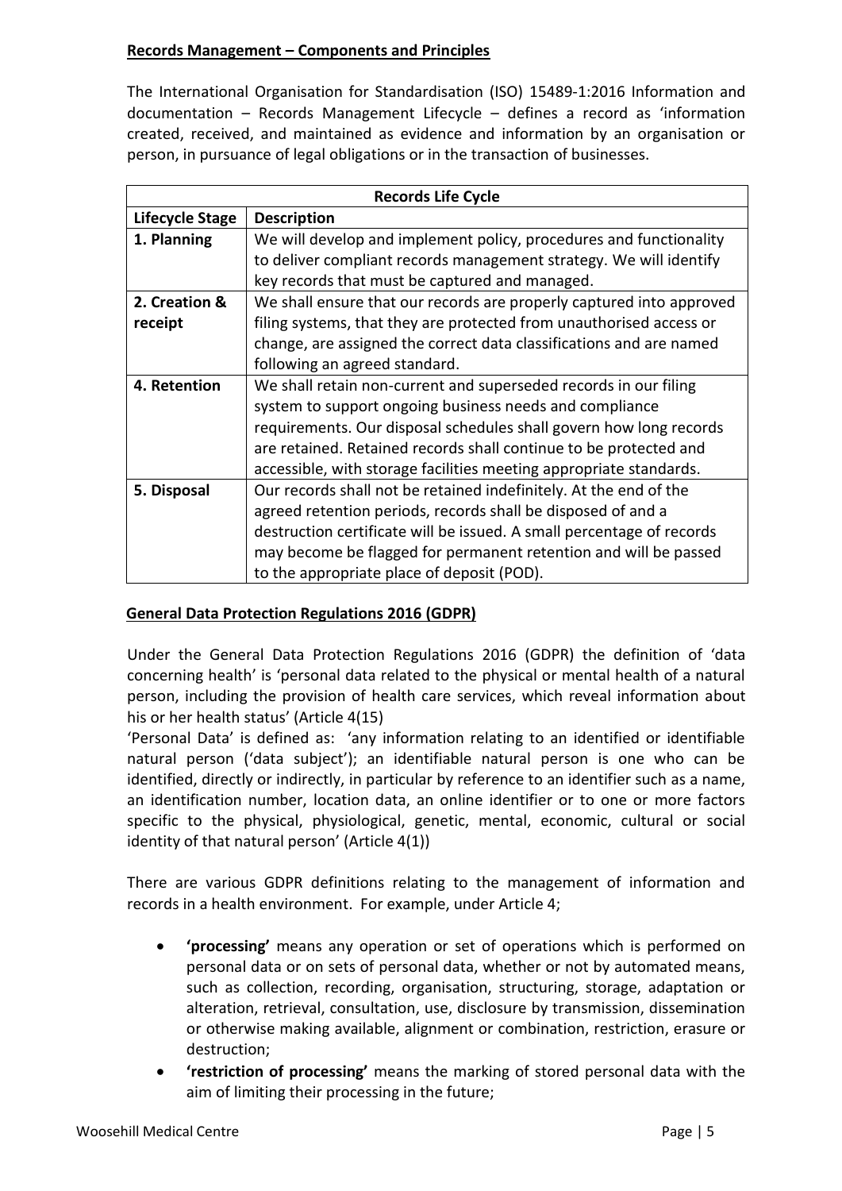**Records Management – Components and Principles**

The International Organisation for Standardisation (ISO) 15489-1:2016 Information and documentation – Records Management Lifecycle – defines a record as 'information created, received, and maintained as evidence and information by an organisation or person, in pursuance of legal obligations or in the transaction of businesses.

| Records Life Cycle | |
|---|---|
| **Lifecycle Stage** | **Description** |
| **1. Planning** | We will develop and implement policy, procedures and functionality to deliver compliant records management strategy. We will identify key records that must be captured and managed. |
| **2. Creation & receipt** | We shall ensure that our records are properly captured into approved filing systems, that they are protected from unauthorised access or change, are assigned the correct data classifications and are named following an agreed standard. |
| **4. Retention** | We shall retain non-current and superseded records in our filing system to support ongoing business needs and compliance requirements. Our disposal schedules shall govern how long records are retained. Retained records shall continue to be protected and accessible, with storage facilities meeting appropriate standards. |
| **5. Disposal** | Our records shall not be retained indefinitely. At the end of the agreed retention periods, records shall be disposed of and a destruction certificate will be issued. A small percentage of records may become be flagged for permanent retention and will be passed to the appropriate place of deposit (POD). |

**General Data Protection Regulations 2016 (GDPR)**

Under the General Data Protection Regulations 2016 (GDPR) the definition of 'data concerning health' is 'personal data related to the physical or mental health of a natural person, including the provision of health care services, which reveal information about his or her health status' (Article 4(15)

'Personal Data' is defined as: 'any information relating to an identified or identifiable natural person ('data subject'); an identifiable natural person is one who can be identified, directly or indirectly, in particular by reference to an identifier such as a name, an identification number, location data, an online identifier or to one or more factors specific to the physical, physiological, genetic, mental, economic, cultural or social identity of that natural person' (Article 4(1))

There are various GDPR definitions relating to the management of information and records in a health environment. For example, under Article 4;

- **'processing'** means any operation or set of operations which is performed on personal data or on sets of personal data, whether or not by automated means, such as collection, recording, organisation, structuring, storage, adaptation or alteration, retrieval, consultation, use, disclosure by transmission, dissemination or otherwise making available, alignment or combination, restriction, erasure or destruction;
- **'restriction of processing'** means the marking of stored personal data with the aim of limiting their processing in the future;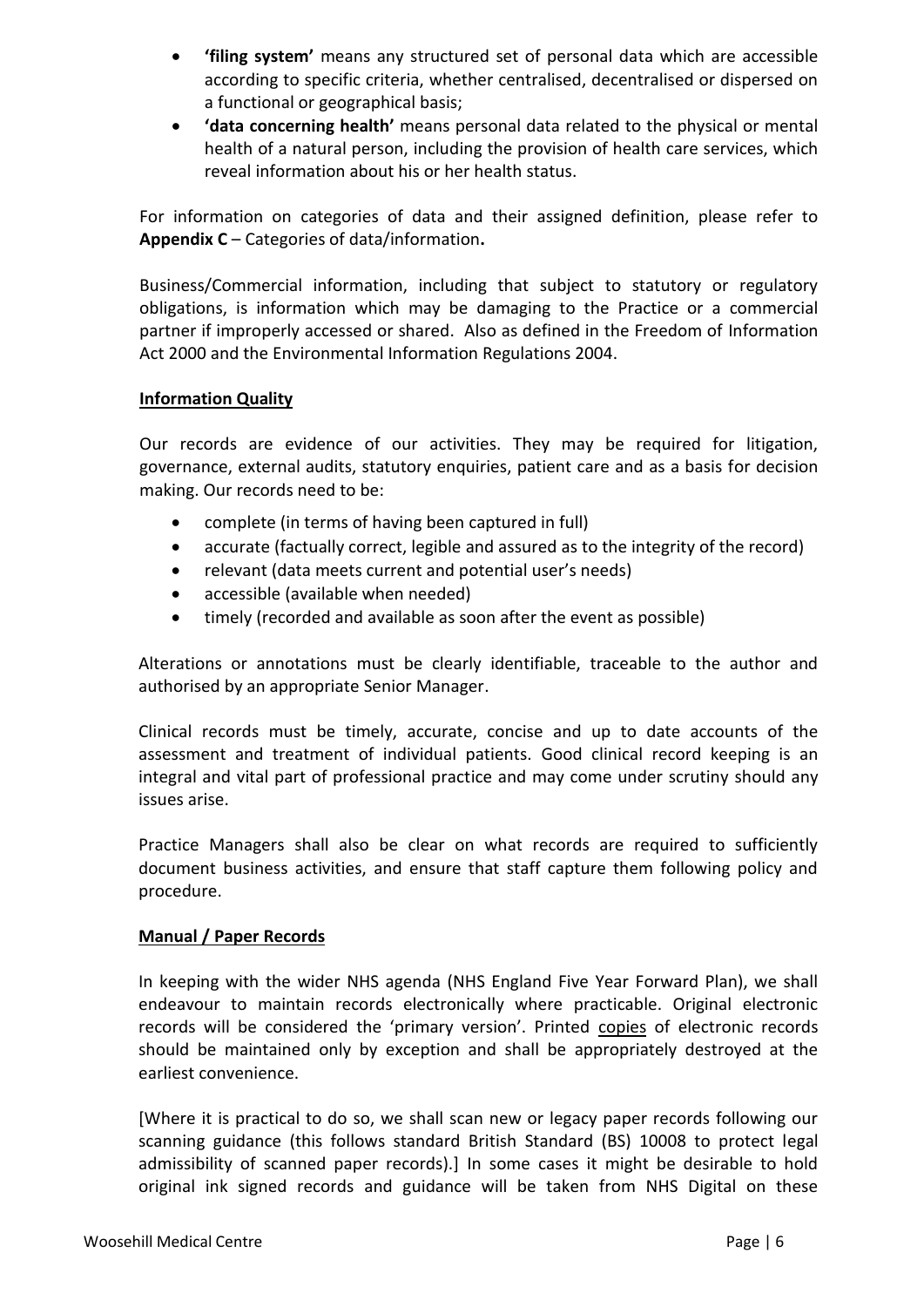- **'filing system'** means any structured set of personal data which are accessible according to specific criteria, whether centralised, decentralised or dispersed on a functional or geographical basis;
- **'data concerning health'** means personal data related to the physical or mental health of a natural person, including the provision of health care services, which reveal information about his or her health status.

For information on categories of data and their assigned definition, please refer to **Appendix C** – Categories of data/information**.**

Business/Commercial information, including that subject to statutory or regulatory obligations, is information which may be damaging to the Practice or a commercial partner if improperly accessed or shared. Also as defined in the Freedom of Information Act 2000 and the Environmental Information Regulations 2004.

**Information Quality**

Our records are evidence of our activities. They may be required for litigation, governance, external audits, statutory enquiries, patient care and as a basis for decision making. Our records need to be:

- complete (in terms of having been captured in full)
- accurate (factually correct, legible and assured as to the integrity of the record)
- relevant (data meets current and potential user's needs)
- accessible (available when needed)
- timely (recorded and available as soon after the event as possible)

Alterations or annotations must be clearly identifiable, traceable to the author and authorised by an appropriate Senior Manager.

Clinical records must be timely, accurate, concise and up to date accounts of the assessment and treatment of individual patients. Good clinical record keeping is an integral and vital part of professional practice and may come under scrutiny should any issues arise.

Practice Managers shall also be clear on what records are required to sufficiently document business activities, and ensure that staff capture them following policy and procedure.

**Manual / Paper Records**

In keeping with the wider NHS agenda (NHS England Five Year Forward Plan), we shall endeavour to maintain records electronically where practicable. Original electronic records will be considered the 'primary version'. Printed copies of electronic records should be maintained only by exception and shall be appropriately destroyed at the earliest convenience.

[Where it is practical to do so, we shall scan new or legacy paper records following our scanning guidance (this follows standard British Standard (BS) 10008 to protect legal admissibility of scanned paper records).] In some cases it might be desirable to hold original ink signed records and guidance will be taken from NHS Digital on these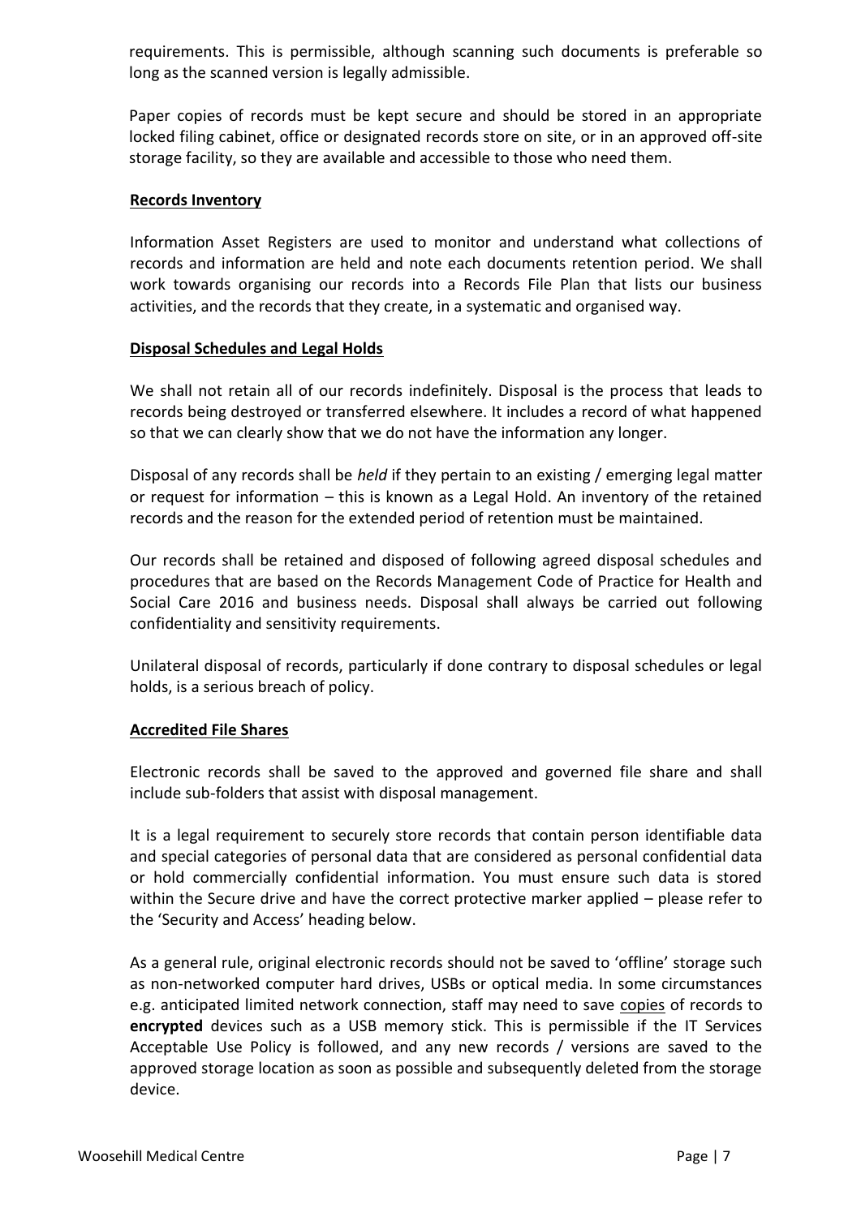requirements. This is permissible, although scanning such documents is preferable so long as the scanned version is legally admissible.

Paper copies of records must be kept secure and should be stored in an appropriate locked filing cabinet, office or designated records store on site, or in an approved off-site storage facility, so they are available and accessible to those who need them.

## Records Inventory

Information Asset Registers are used to monitor and understand what collections of records and information are held and note each documents retention period. We shall work towards organising our records into a Records File Plan that lists our business activities, and the records that they create, in a systematic and organised way.

## Disposal Schedules and Legal Holds

We shall not retain all of our records indefinitely. Disposal is the process that leads to records being destroyed or transferred elsewhere. It includes a record of what happened so that we can clearly show that we do not have the information any longer.

Disposal of any records shall be *held* if they pertain to an existing / emerging legal matter or request for information – this is known as a Legal Hold. An inventory of the retained records and the reason for the extended period of retention must be maintained.

Our records shall be retained and disposed of following agreed disposal schedules and procedures that are based on the Records Management Code of Practice for Health and Social Care 2016 and business needs. Disposal shall always be carried out following confidentiality and sensitivity requirements.

Unilateral disposal of records, particularly if done contrary to disposal schedules or legal holds, is a serious breach of policy.

## Accredited File Shares

Electronic records shall be saved to the approved and governed file share and shall include sub-folders that assist with disposal management.

It is a legal requirement to securely store records that contain person identifiable data and special categories of personal data that are considered as personal confidential data or hold commercially confidential information. You must ensure such data is stored within the Secure drive and have the correct protective marker applied – please refer to the 'Security and Access' heading below.

As a general rule, original electronic records should not be saved to 'offline' storage such as non-networked computer hard drives, USBs or optical media. In some circumstances e.g. anticipated limited network connection, staff may need to save copies of records to **encrypted** devices such as a USB memory stick. This is permissible if the IT Services Acceptable Use Policy is followed, and any new records / versions are saved to the approved storage location as soon as possible and subsequently deleted from the storage device.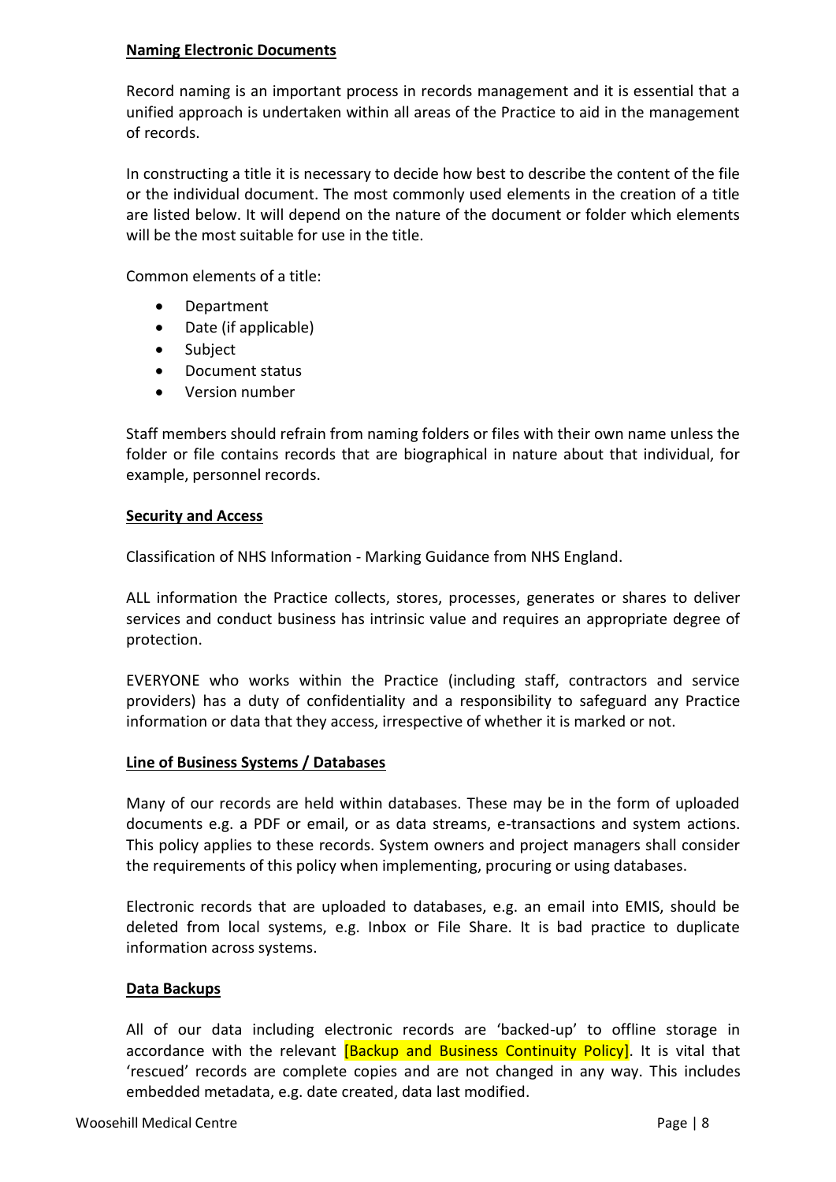**Naming Electronic Documents**

Record naming is an important process in records management and it is essential that a unified approach is undertaken within all areas of the Practice to aid in the management of records.

In constructing a title it is necessary to decide how best to describe the content of the file or the individual document. The most commonly used elements in the creation of a title are listed below. It will depend on the nature of the document or folder which elements will be the most suitable for use in the title.

Common elements of a title:

- Department
- Date (if applicable)
- Subject
- Document status
- Version number

Staff members should refrain from naming folders or files with their own name unless the folder or file contains records that are biographical in nature about that individual, for example, personnel records.

**Security and Access**

Classification of NHS Information - Marking Guidance from NHS England.

ALL information the Practice collects, stores, processes, generates or shares to deliver services and conduct business has intrinsic value and requires an appropriate degree of protection.

EVERYONE who works within the Practice (including staff, contractors and service providers) has a duty of confidentiality and a responsibility to safeguard any Practice information or data that they access, irrespective of whether it is marked or not.

**Line of Business Systems / Databases**

Many of our records are held within databases. These may be in the form of uploaded documents e.g. a PDF or email, or as data streams, e-transactions and system actions. This policy applies to these records. System owners and project managers shall consider the requirements of this policy when implementing, procuring or using databases.

Electronic records that are uploaded to databases, e.g. an email into EMIS, should be deleted from local systems, e.g. Inbox or File Share. It is bad practice to duplicate information across systems.

**Data Backups**

All of our data including electronic records are 'backed-up' to offline storage in accordance with the relevant [Backup and Business Continuity Policy]. It is vital that 'rescued' records are complete copies and are not changed in any way. This includes embedded metadata, e.g. date created, data last modified.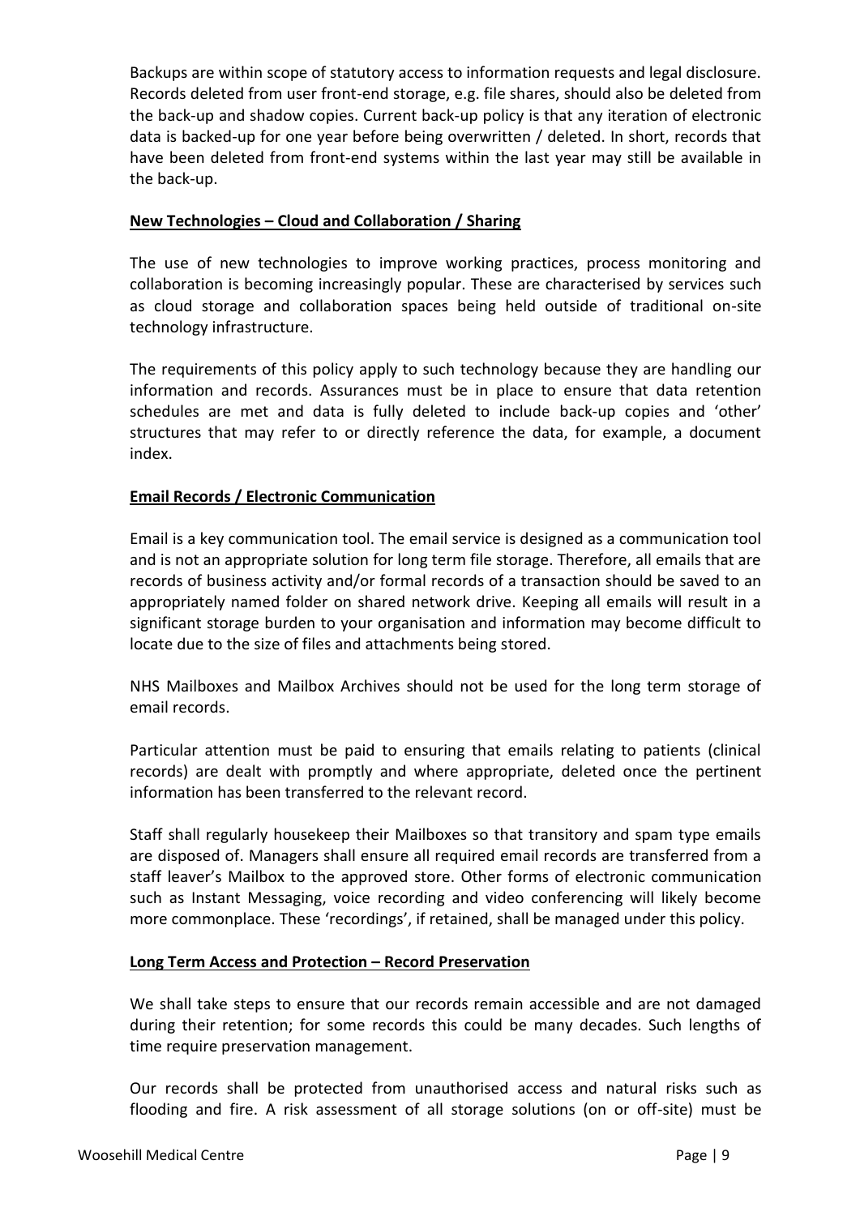Backups are within scope of statutory access to information requests and legal disclosure. Records deleted from user front-end storage, e.g. file shares, should also be deleted from the back-up and shadow copies. Current back-up policy is that any iteration of electronic data is backed-up for one year before being overwritten / deleted. In short, records that have been deleted from front-end systems within the last year may still be available in the back-up.

**New Technologies – Cloud and Collaboration / Sharing**

The use of new technologies to improve working practices, process monitoring and collaboration is becoming increasingly popular. These are characterised by services such as cloud storage and collaboration spaces being held outside of traditional on-site technology infrastructure.

The requirements of this policy apply to such technology because they are handling our information and records. Assurances must be in place to ensure that data retention schedules are met and data is fully deleted to include back-up copies and 'other' structures that may refer to or directly reference the data, for example, a document index.

**Email Records / Electronic Communication**

Email is a key communication tool. The email service is designed as a communication tool and is not an appropriate solution for long term file storage. Therefore, all emails that are records of business activity and/or formal records of a transaction should be saved to an appropriately named folder on shared network drive. Keeping all emails will result in a significant storage burden to your organisation and information may become difficult to locate due to the size of files and attachments being stored.

NHS Mailboxes and Mailbox Archives should not be used for the long term storage of email records.

Particular attention must be paid to ensuring that emails relating to patients (clinical records) are dealt with promptly and where appropriate, deleted once the pertinent information has been transferred to the relevant record.

Staff shall regularly housekeep their Mailboxes so that transitory and spam type emails are disposed of. Managers shall ensure all required email records are transferred from a staff leaver's Mailbox to the approved store. Other forms of electronic communication such as Instant Messaging, voice recording and video conferencing will likely become more commonplace. These 'recordings', if retained, shall be managed under this policy.

**Long Term Access and Protection – Record Preservation**

We shall take steps to ensure that our records remain accessible and are not damaged during their retention; for some records this could be many decades. Such lengths of time require preservation management.

Our records shall be protected from unauthorised access and natural risks such as flooding and fire. A risk assessment of all storage solutions (on or off-site) must be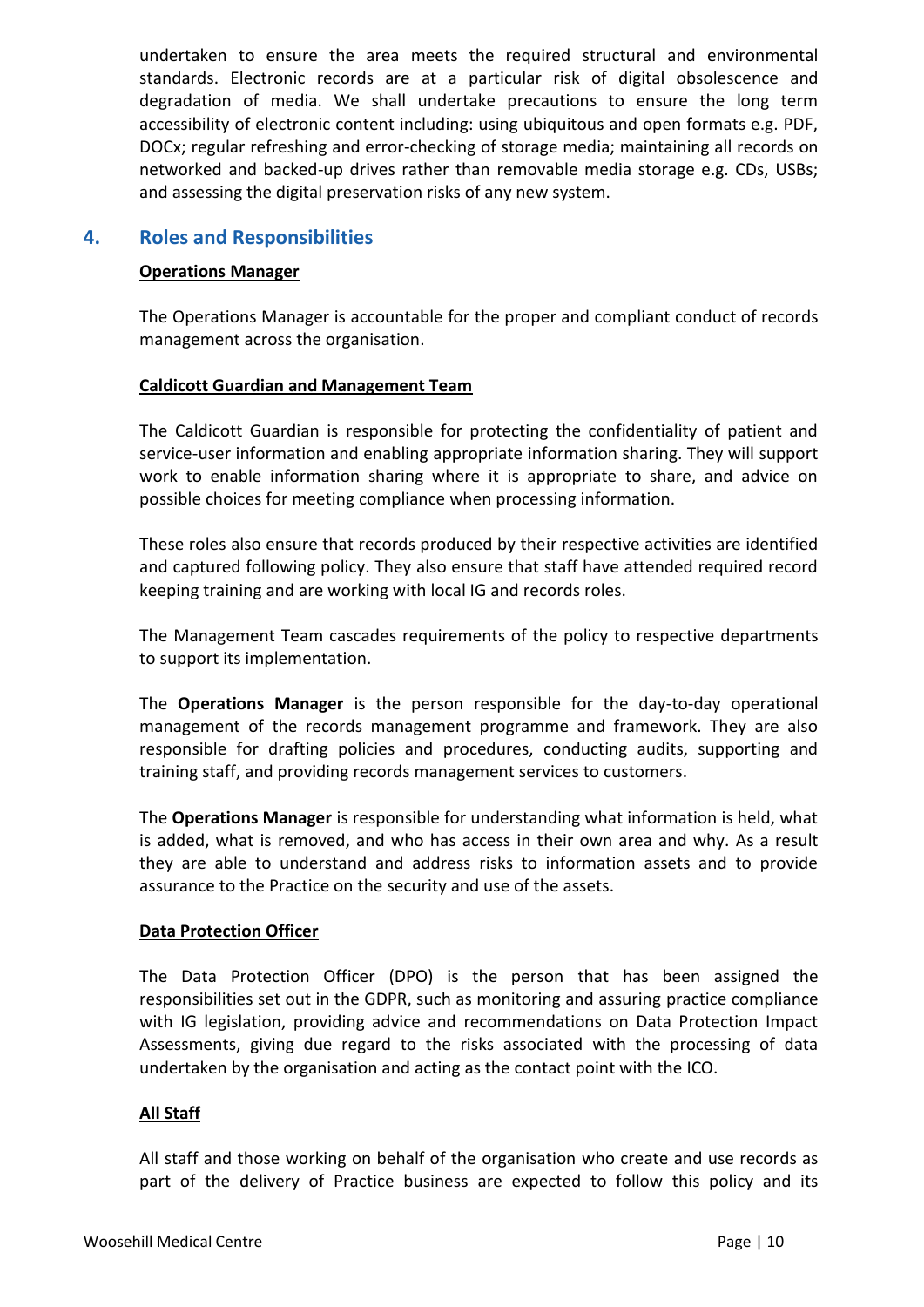undertaken to ensure the area meets the required structural and environmental standards. Electronic records are at a particular risk of digital obsolescence and degradation of media. We shall undertake precautions to ensure the long term accessibility of electronic content including: using ubiquitous and open formats e.g. PDF, DOCx; regular refreshing and error-checking of storage media; maintaining all records on networked and backed-up drives rather than removable media storage e.g. CDs, USBs; and assessing the digital preservation risks of any new system.

## 4. Roles and Responsibilities

**Operations Manager**

The Operations Manager is accountable for the proper and compliant conduct of records management across the organisation.

**Caldicott Guardian and Management Team**

The Caldicott Guardian is responsible for protecting the confidentiality of patient and service-user information and enabling appropriate information sharing. They will support work to enable information sharing where it is appropriate to share, and advice on possible choices for meeting compliance when processing information.

These roles also ensure that records produced by their respective activities are identified and captured following policy. They also ensure that staff have attended required record keeping training and are working with local IG and records roles.

The Management Team cascades requirements of the policy to respective departments to support its implementation.

The **Operations Manager** is the person responsible for the day-to-day operational management of the records management programme and framework. They are also responsible for drafting policies and procedures, conducting audits, supporting and training staff, and providing records management services to customers.

The **Operations Manager** is responsible for understanding what information is held, what is added, what is removed, and who has access in their own area and why. As a result they are able to understand and address risks to information assets and to provide assurance to the Practice on the security and use of the assets.

**Data Protection Officer**

The Data Protection Officer (DPO) is the person that has been assigned the responsibilities set out in the GDPR, such as monitoring and assuring practice compliance with IG legislation, providing advice and recommendations on Data Protection Impact Assessments, giving due regard to the risks associated with the processing of data undertaken by the organisation and acting as the contact point with the ICO.

**All Staff**

All staff and those working on behalf of the organisation who create and use records as part of the delivery of Practice business are expected to follow this policy and its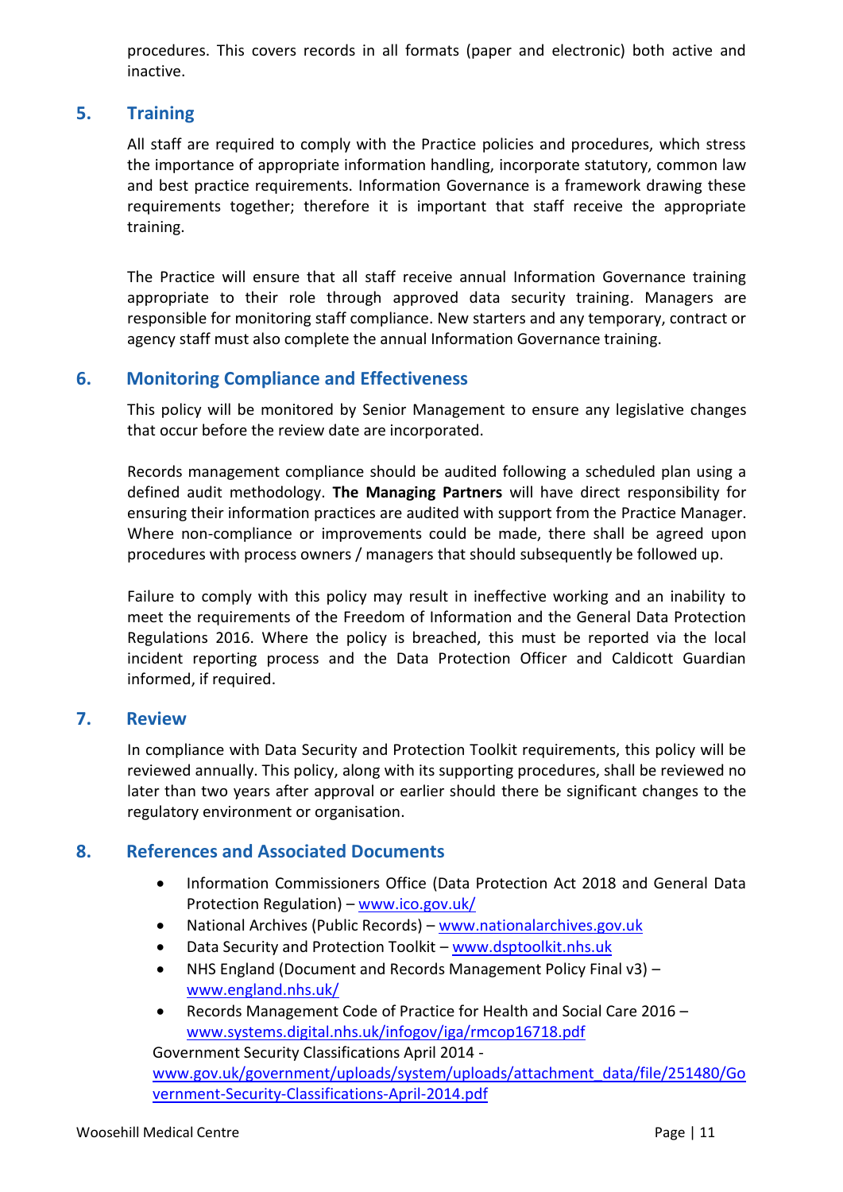procedures. This covers records in all formats (paper and electronic) both active and inactive.

## 5. Training

All staff are required to comply with the Practice policies and procedures, which stress the importance of appropriate information handling, incorporate statutory, common law and best practice requirements. Information Governance is a framework drawing these requirements together; therefore it is important that staff receive the appropriate training.

The Practice will ensure that all staff receive annual Information Governance training appropriate to their role through approved data security training. Managers are responsible for monitoring staff compliance. New starters and any temporary, contract or agency staff must also complete the annual Information Governance training.

## 6. Monitoring Compliance and Effectiveness

This policy will be monitored by Senior Management to ensure any legislative changes that occur before the review date are incorporated.

Records management compliance should be audited following a scheduled plan using a defined audit methodology. **The Managing Partners** will have direct responsibility for ensuring their information practices are audited with support from the Practice Manager. Where non-compliance or improvements could be made, there shall be agreed upon procedures with process owners / managers that should subsequently be followed up.

Failure to comply with this policy may result in ineffective working and an inability to meet the requirements of the Freedom of Information and the General Data Protection Regulations 2016. Where the policy is breached, this must be reported via the local incident reporting process and the Data Protection Officer and Caldicott Guardian informed, if required.

## 7. Review

In compliance with Data Security and Protection Toolkit requirements, this policy will be reviewed annually. This policy, along with its supporting procedures, shall be reviewed no later than two years after approval or earlier should there be significant changes to the regulatory environment or organisation.

## 8. References and Associated Documents

- Information Commissioners Office (Data Protection Act 2018 and General Data Protection Regulation) – www.ico.gov.uk/
- National Archives (Public Records) – www.nationalarchives.gov.uk
- Data Security and Protection Toolkit – www.dsptoolkit.nhs.uk
- NHS England (Document and Records Management Policy Final v3) – www.england.nhs.uk/
- Records Management Code of Practice for Health and Social Care 2016 – www.systems.digital.nhs.uk/infogov/iga/rmcop16718.pdf

Government Security Classifications April 2014 - www.gov.uk/government/uploads/system/uploads/attachment_data/file/251480/Government-Security-Classifications-April-2014.pdf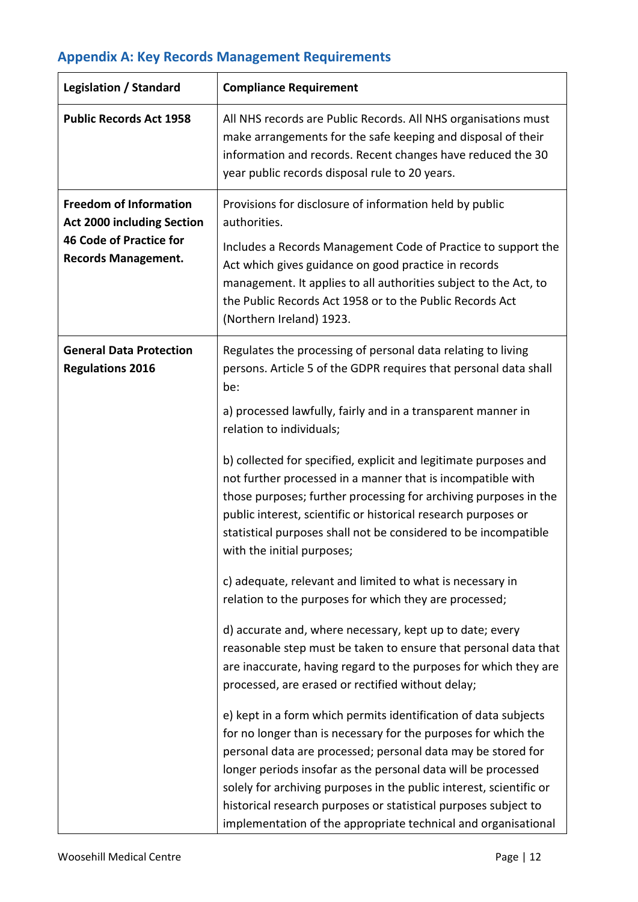## Appendix A: Key Records Management Requirements

| Legislation / Standard | Compliance Requirement |
| --- | --- |
| **Public Records Act 1958** | All NHS records are Public Records. All NHS organisations must make arrangements for the safe keeping and disposal of their information and records. Recent changes have reduced the 30 year public records disposal rule to 20 years. |
| **Freedom of Information Act 2000 including Section 46 Code of Practice for Records Management.** | Provisions for disclosure of information held by public authorities.<br><br>Includes a Records Management Code of Practice to support the Act which gives guidance on good practice in records management. It applies to all authorities subject to the Act, to the Public Records Act 1958 or to the Public Records Act (Northern Ireland) 1923. |
| **General Data Protection Regulations 2016** | Regulates the processing of personal data relating to living persons. Article 5 of the GDPR requires that personal data shall be:<br><br>a) processed lawfully, fairly and in a transparent manner in relation to individuals;<br><br>b) collected for specified, explicit and legitimate purposes and not further processed in a manner that is incompatible with those purposes; further processing for archiving purposes in the public interest, scientific or historical research purposes or statistical purposes shall not be considered to be incompatible with the initial purposes;<br><br>c) adequate, relevant and limited to what is necessary in relation to the purposes for which they are processed;<br><br>d) accurate and, where necessary, kept up to date; every reasonable step must be taken to ensure that personal data that are inaccurate, having regard to the purposes for which they are processed, are erased or rectified without delay;<br><br>e) kept in a form which permits identification of data subjects for no longer than is necessary for the purposes for which the personal data are processed; personal data may be stored for longer periods insofar as the personal data will be processed solely for archiving purposes in the public interest, scientific or historical research purposes or statistical purposes subject to implementation of the appropriate technical and organisational |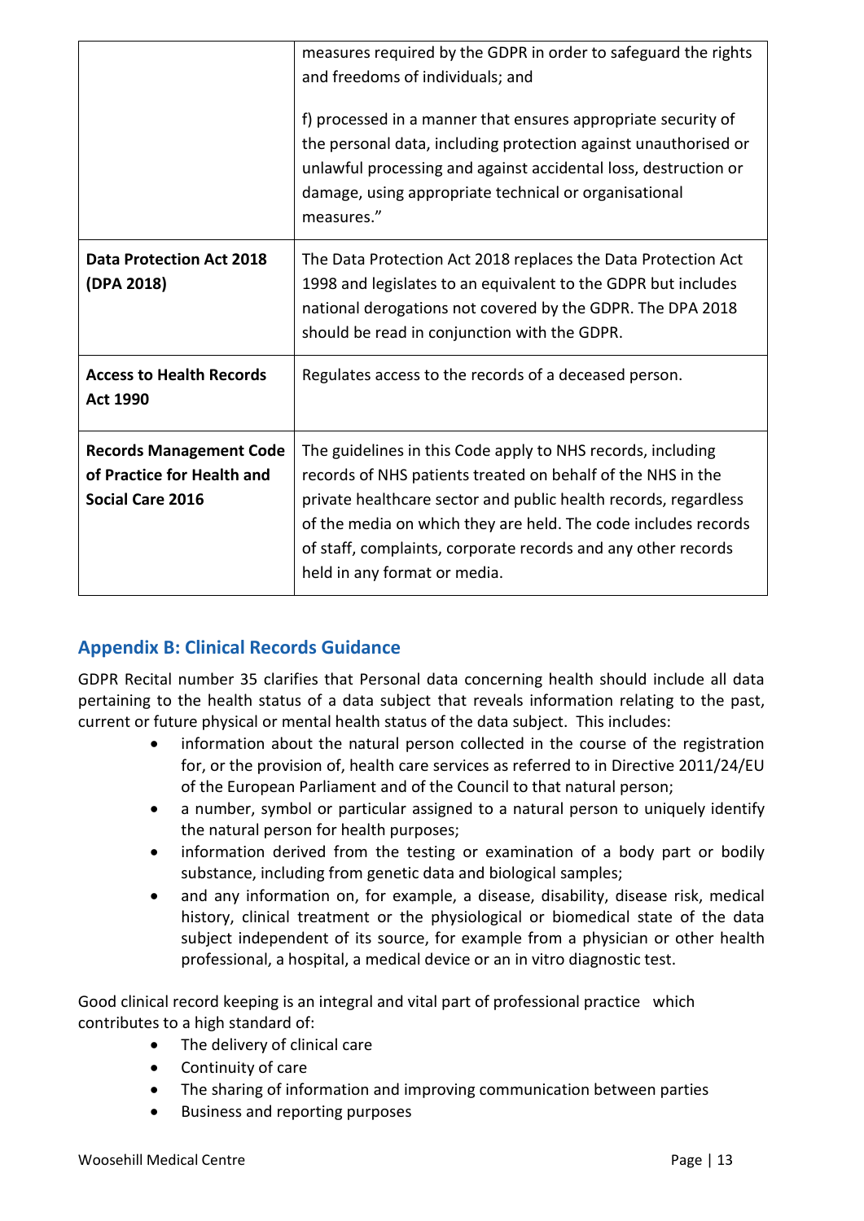| | |
|---|---|
| | measures required by the GDPR in order to safeguard the rights and freedoms of individuals; and<br><br>f) processed in a manner that ensures appropriate security of the personal data, including protection against unauthorised or unlawful processing and against accidental loss, destruction or damage, using appropriate technical or organisational measures." |
| **Data Protection Act 2018 (DPA 2018)** | The Data Protection Act 2018 replaces the Data Protection Act 1998 and legislates to an equivalent to the GDPR but includes national derogations not covered by the GDPR. The DPA 2018 should be read in conjunction with the GDPR. |
| **Access to Health Records Act 1990** | Regulates access to the records of a deceased person. |
| **Records Management Code of Practice for Health and Social Care 2016** | The guidelines in this Code apply to NHS records, including records of NHS patients treated on behalf of the NHS in the private healthcare sector and public health records, regardless of the media on which they are held. The code includes records of staff, complaints, corporate records and any other records held in any format or media. |

## Appendix B: Clinical Records Guidance

GDPR Recital number 35 clarifies that Personal data concerning health should include all data pertaining to the health status of a data subject that reveals information relating to the past, current or future physical or mental health status of the data subject. This includes:

- information about the natural person collected in the course of the registration for, or the provision of, health care services as referred to in Directive 2011/24/EU of the European Parliament and of the Council to that natural person;
- a number, symbol or particular assigned to a natural person to uniquely identify the natural person for health purposes;
- information derived from the testing or examination of a body part or bodily substance, including from genetic data and biological samples;
- and any information on, for example, a disease, disability, disease risk, medical history, clinical treatment or the physiological or biomedical state of the data subject independent of its source, for example from a physician or other health professional, a hospital, a medical device or an in vitro diagnostic test.

Good clinical record keeping is an integral and vital part of professional practice which contributes to a high standard of:

- The delivery of clinical care
- Continuity of care
- The sharing of information and improving communication between parties
- Business and reporting purposes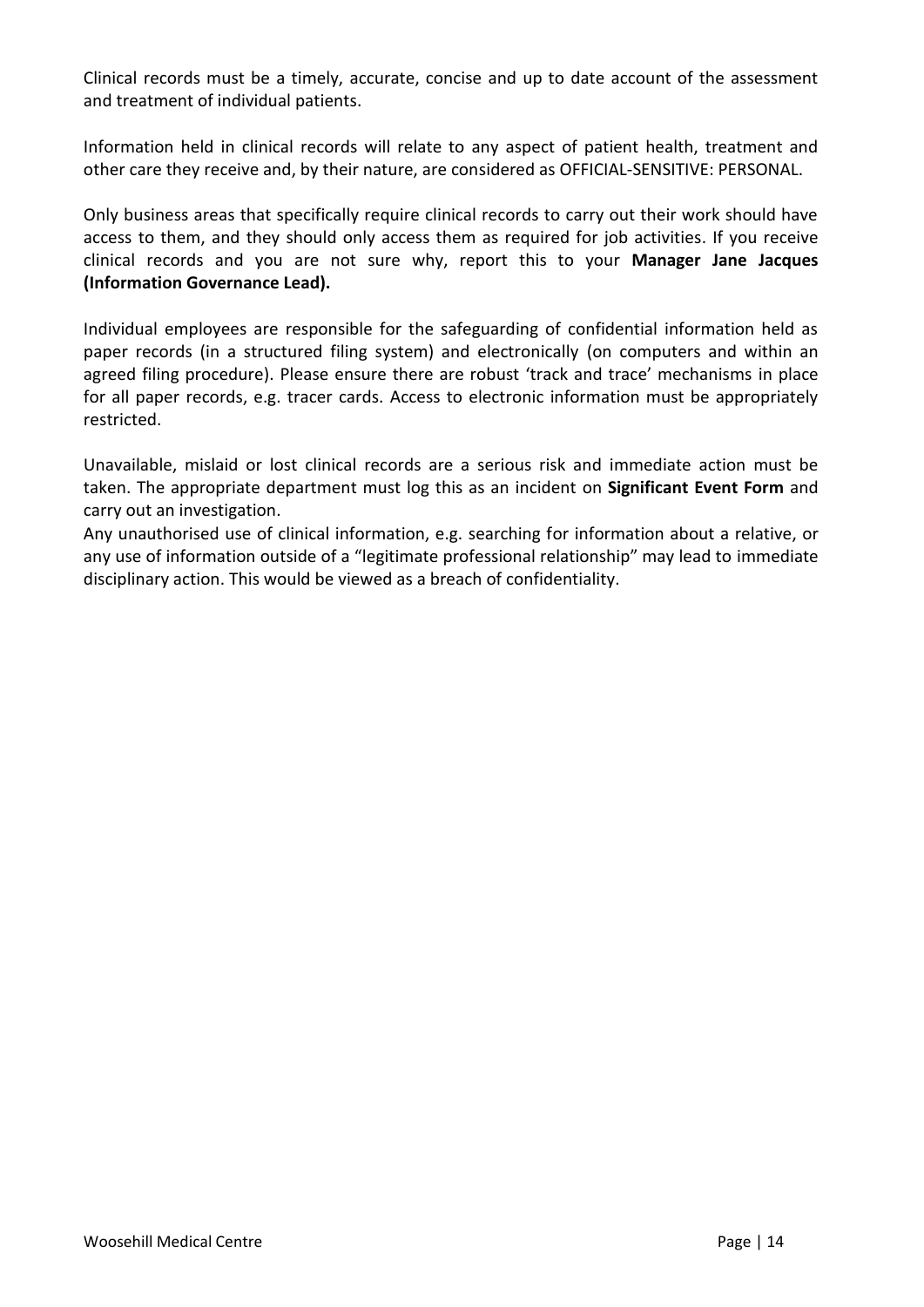Clinical records must be a timely, accurate, concise and up to date account of the assessment and treatment of individual patients.

Information held in clinical records will relate to any aspect of patient health, treatment and other care they receive and, by their nature, are considered as OFFICIAL-SENSITIVE: PERSONAL.

Only business areas that specifically require clinical records to carry out their work should have access to them, and they should only access them as required for job activities. If you receive clinical records and you are not sure why, report this to your **Manager Jane Jacques (Information Governance Lead).**

Individual employees are responsible for the safeguarding of confidential information held as paper records (in a structured filing system) and electronically (on computers and within an agreed filing procedure). Please ensure there are robust 'track and trace' mechanisms in place for all paper records, e.g. tracer cards. Access to electronic information must be appropriately restricted.

Unavailable, mislaid or lost clinical records are a serious risk and immediate action must be taken. The appropriate department must log this as an incident on **Significant Event Form** and carry out an investigation.

Any unauthorised use of clinical information, e.g. searching for information about a relative, or any use of information outside of a "legitimate professional relationship" may lead to immediate disciplinary action. This would be viewed as a breach of confidentiality.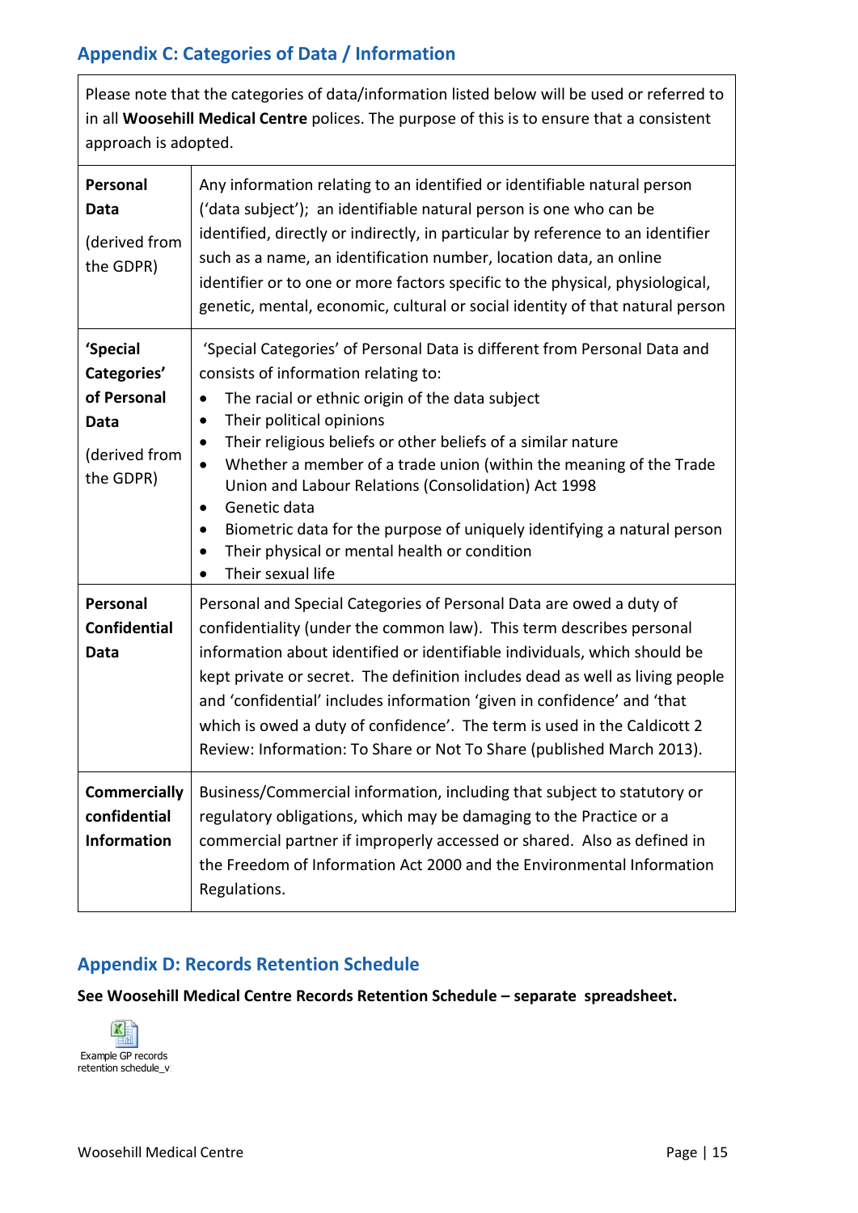## Appendix C: Categories of Data / Information

| Please note that the categories of data/information listed below will be used or referred to in all **Woosehill Medical Centre** polices. The purpose of this is to ensure that a consistent approach is adopted. | |
|---|---|
| **Personal Data** (derived from the GDPR) | Any information relating to an identified or identifiable natural person ('data subject'); an identifiable natural person is one who can be identified, directly or indirectly, in particular by reference to an identifier such as a name, an identification number, location data, an online identifier or to one or more factors specific to the physical, physiological, genetic, mental, economic, cultural or social identity of that natural person |
| **'Special Categories' of Personal Data** (derived from the GDPR) | 'Special Categories' of Personal Data is different from Personal Data and consists of information relating to:<br>• The racial or ethnic origin of the data subject<br>• Their political opinions<br>• Their religious beliefs or other beliefs of a similar nature<br>• Whether a member of a trade union (within the meaning of the Trade Union and Labour Relations (Consolidation) Act 1998<br>• Genetic data<br>• Biometric data for the purpose of uniquely identifying a natural person<br>• Their physical or mental health or condition<br>• Their sexual life |
| **Personal Confidential Data** | Personal and Special Categories of Personal Data are owed a duty of confidentiality (under the common law). This term describes personal information about identified or identifiable individuals, which should be kept private or secret. The definition includes dead as well as living people and 'confidential' includes information 'given in confidence' and 'that which is owed a duty of confidence'. The term is used in the Caldicott 2 Review: Information: To Share or Not To Share (published March 2013). |
| **Commercially confidential Information** | Business/Commercial information, including that subject to statutory or regulatory obligations, which may be damaging to the Practice or a commercial partner if improperly accessed or shared. Also as defined in the Freedom of Information Act 2000 and the Environmental Information Regulations. |

## Appendix D: Records Retention Schedule

**See Woosehill Medical Centre Records Retention Schedule – separate spreadsheet.**

Example GP records retention schedule_v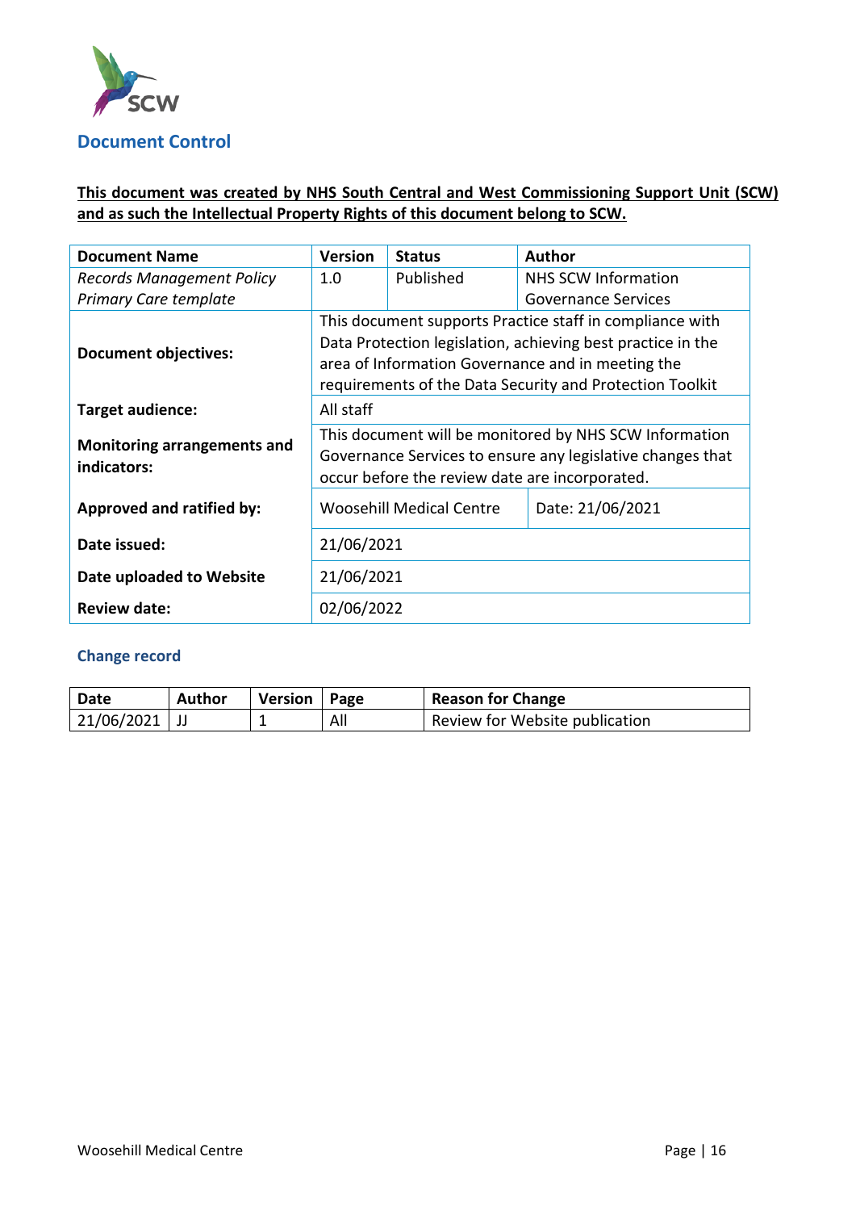## Document Control

**This document was created by NHS South Central and West Commissioning Support Unit (SCW) and as such the Intellectual Property Rights of this document belong to SCW.**

| Document Name | Version | Status | Author |
|---|---|---|---|
| *Records Management Policy Primary Care template* | 1.0 | Published | NHS SCW Information Governance Services |
| **Document objectives:** | This document supports Practice staff in compliance with Data Protection legislation, achieving best practice in the area of Information Governance and in meeting the requirements of the Data Security and Protection Toolkit | | |
| **Target audience:** | All staff | | |
| **Monitoring arrangements and indicators:** | This document will be monitored by NHS SCW Information Governance Services to ensure any legislative changes that occur before the review date are incorporated. | | |
| **Approved and ratified by:** | Woosehill Medical Centre | | Date: 21/06/2021 |
| **Date issued:** | 21/06/2021 | | |
| **Date uploaded to Website** | 21/06/2021 | | |
| **Review date:** | 02/06/2022 | | |

### Change record

| Date | Author | Version | Page | Reason for Change |
|---|---|---|---|---|
| 21/06/2021 | JJ | 1 | All | Review for Website publication |